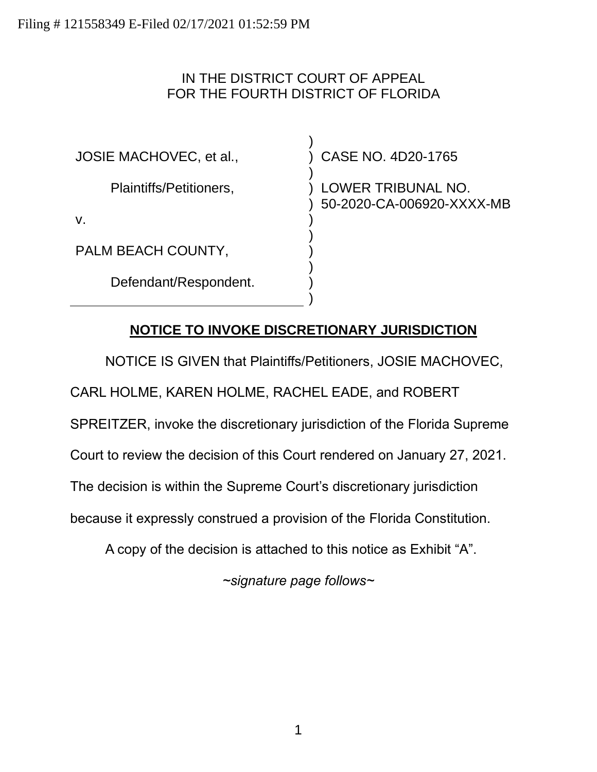Filing # 121558349 E-Filed 02/17/2021 01:52:59 PM

IN THE DISTRICT COURT OF APPEAL
FOR THE FOURTH DISTRICT OF FLORIDA

| | |
|---|---|
| JOSIE MACHOVEC, et al., | CASE NO. 4D20-1765 |
| Plaintiffs/Petitioners, | LOWER TRIBUNAL NO. 50-2020-CA-006920-XXXX-MB |
| v. | |
| PALM BEACH COUNTY, | |
| Defendant/Respondent. | |

**NOTICE TO INVOKE DISCRETIONARY JURISDICTION**

NOTICE IS GIVEN that Plaintiffs/Petitioners, JOSIE MACHOVEC, CARL HOLME, KAREN HOLME, RACHEL EADE, and ROBERT SPREITZER, invoke the discretionary jurisdiction of the Florida Supreme Court to review the decision of this Court rendered on January 27, 2021. The decision is within the Supreme Court's discretionary jurisdiction because it expressly construed a provision of the Florida Constitution.

A copy of the decision is attached to this notice as Exhibit "A".

*~signature page follows~*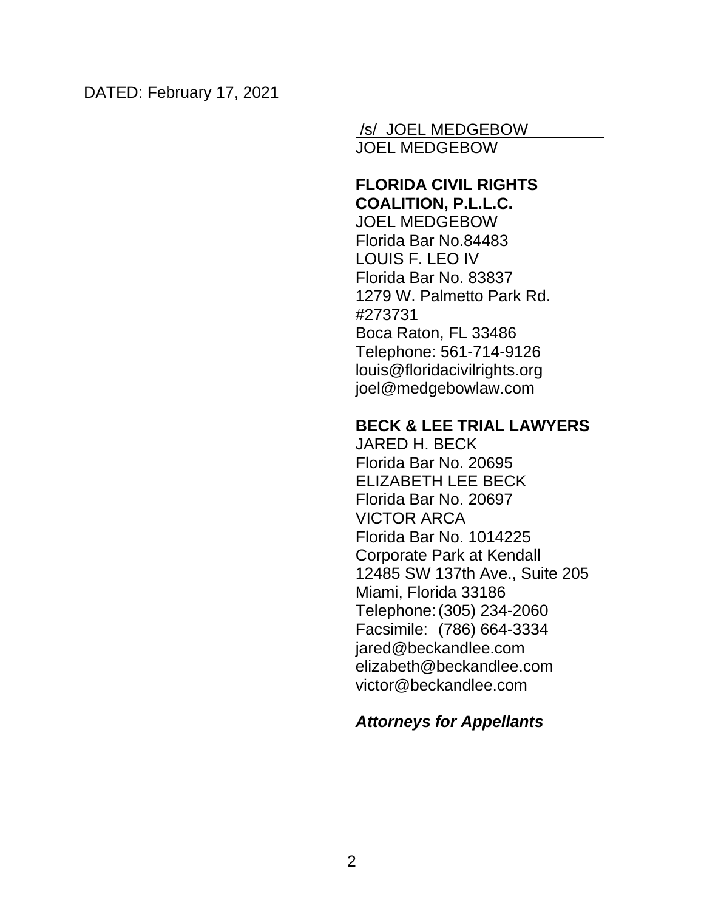DATED: February 17, 2021

/s/ JOEL MEDGEBOW
JOEL MEDGEBOW

**FLORIDA CIVIL RIGHTS COALITION, P.L.L.C.**
JOEL MEDGEBOW
Florida Bar No.84483
LOUIS F. LEO IV
Florida Bar No. 83837
1279 W. Palmetto Park Rd.
#273731
Boca Raton, FL 33486
Telephone: 561-714-9126
louis@floridacivilrights.org
joel@medgebowlaw.com

**BECK & LEE TRIAL LAWYERS**
JARED H. BECK
Florida Bar No. 20695
ELIZABETH LEE BECK
Florida Bar No. 20697
VICTOR ARCA
Florida Bar No. 1014225
Corporate Park at Kendall
12485 SW 137th Ave., Suite 205
Miami, Florida 33186
Telephone: (305) 234-2060
Facsimile: (786) 664-3334
jared@beckandlee.com
elizabeth@beckandlee.com
victor@beckandlee.com

***Attorneys for Appellants***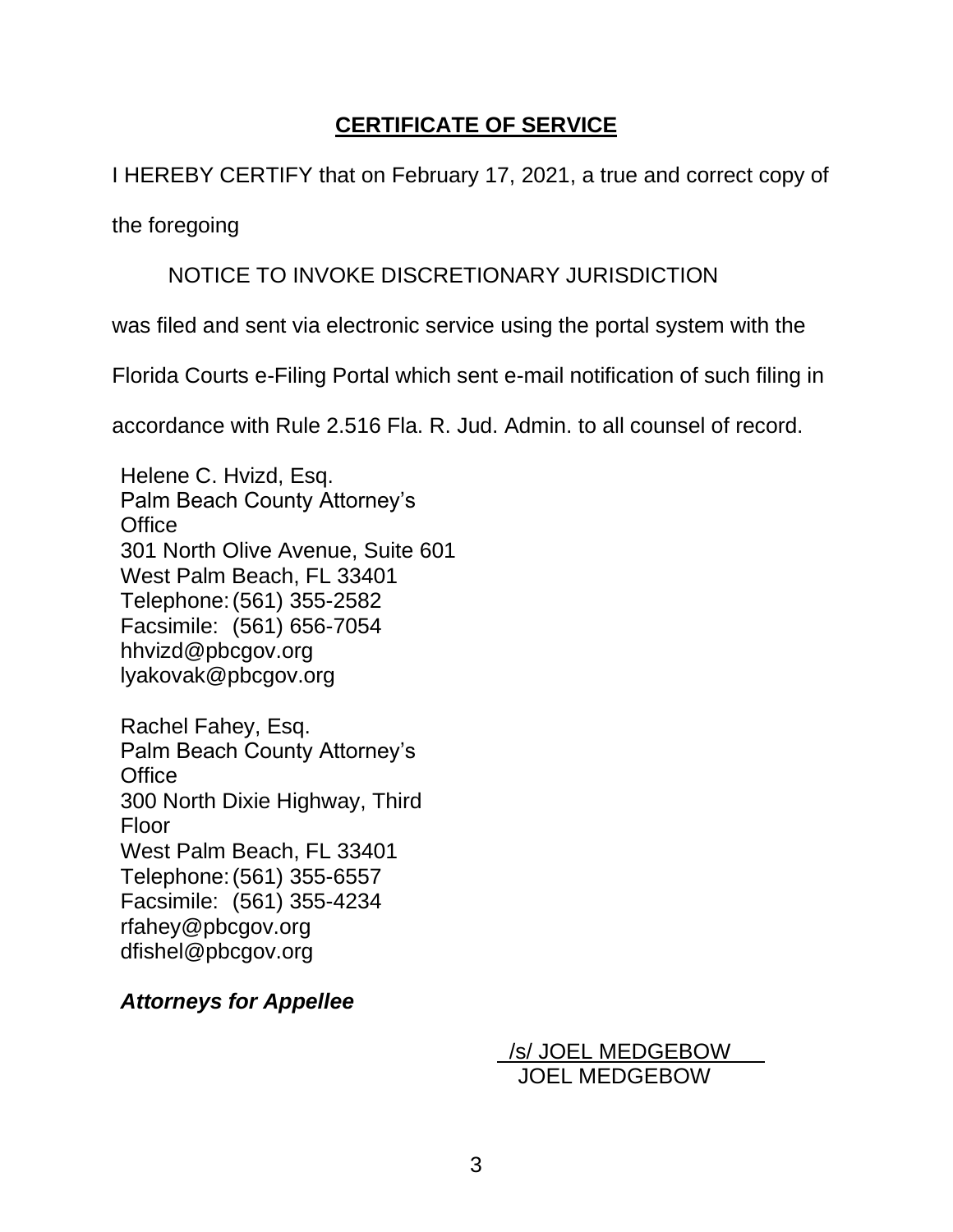## CERTIFICATE OF SERVICE

I HEREBY CERTIFY that on February 17, 2021, a true and correct copy of the foregoing

NOTICE TO INVOKE DISCRETIONARY JURISDICTION

was filed and sent via electronic service using the portal system with the Florida Courts e-Filing Portal which sent e-mail notification of such filing in accordance with Rule 2.516 Fla. R. Jud. Admin. to all counsel of record.

Helene C. Hvizd, Esq.
Palm Beach County Attorney's Office
301 North Olive Avenue, Suite 601
West Palm Beach, FL 33401
Telephone: (561) 355-2582
Facsimile: (561) 656-7054
hhvizd@pbcgov.org
lyakovak@pbcgov.org

Rachel Fahey, Esq.
Palm Beach County Attorney's Office
300 North Dixie Highway, Third Floor
West Palm Beach, FL 33401
Telephone: (561) 355-6557
Facsimile: (561) 355-4234
rfahey@pbcgov.org
dfishel@pbcgov.org

***Attorneys for Appellee***

/s/ JOEL MEDGEBOW
JOEL MEDGEBOW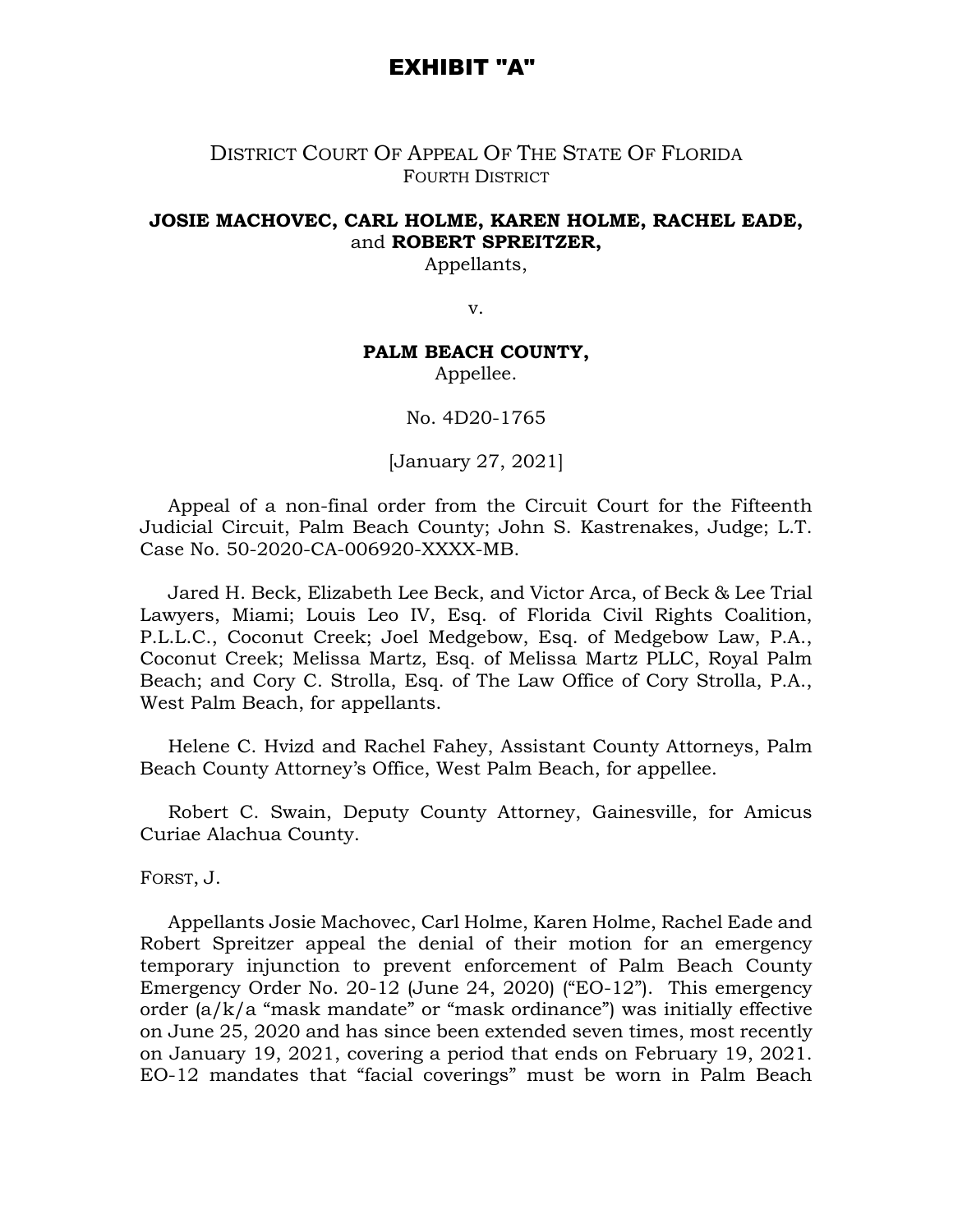# EXHIBIT "A"

DISTRICT COURT OF APPEAL OF THE STATE OF FLORIDA
FOURTH DISTRICT

**JOSIE MACHOVEC, CARL HOLME, KAREN HOLME, RACHEL EADE,** and **ROBERT SPREITZER,**
Appellants,

v.

**PALM BEACH COUNTY,**
Appellee.

No. 4D20-1765

[January 27, 2021]

Appeal of a non-final order from the Circuit Court for the Fifteenth Judicial Circuit, Palm Beach County; John S. Kastrenakes, Judge; L.T. Case No. 50-2020-CA-006920-XXXX-MB.

Jared H. Beck, Elizabeth Lee Beck, and Victor Arca, of Beck & Lee Trial Lawyers, Miami; Louis Leo IV, Esq. of Florida Civil Rights Coalition, P.L.L.C., Coconut Creek; Joel Medgebow, Esq. of Medgebow Law, P.A., Coconut Creek; Melissa Martz, Esq. of Melissa Martz PLLC, Royal Palm Beach; and Cory C. Strolla, Esq. of The Law Office of Cory Strolla, P.A., West Palm Beach, for appellants.

Helene C. Hvizd and Rachel Fahey, Assistant County Attorneys, Palm Beach County Attorney's Office, West Palm Beach, for appellee.

Robert C. Swain, Deputy County Attorney, Gainesville, for Amicus Curiae Alachua County.

FORST, J.

Appellants Josie Machovec, Carl Holme, Karen Holme, Rachel Eade and Robert Spreitzer appeal the denial of their motion for an emergency temporary injunction to prevent enforcement of Palm Beach County Emergency Order No. 20-12 (June 24, 2020) ("EO-12"). This emergency order (a/k/a "mask mandate" or "mask ordinance") was initially effective on June 25, 2020 and has since been extended seven times, most recently on January 19, 2021, covering a period that ends on February 19, 2021. EO-12 mandates that "facial coverings" must be worn in Palm Beach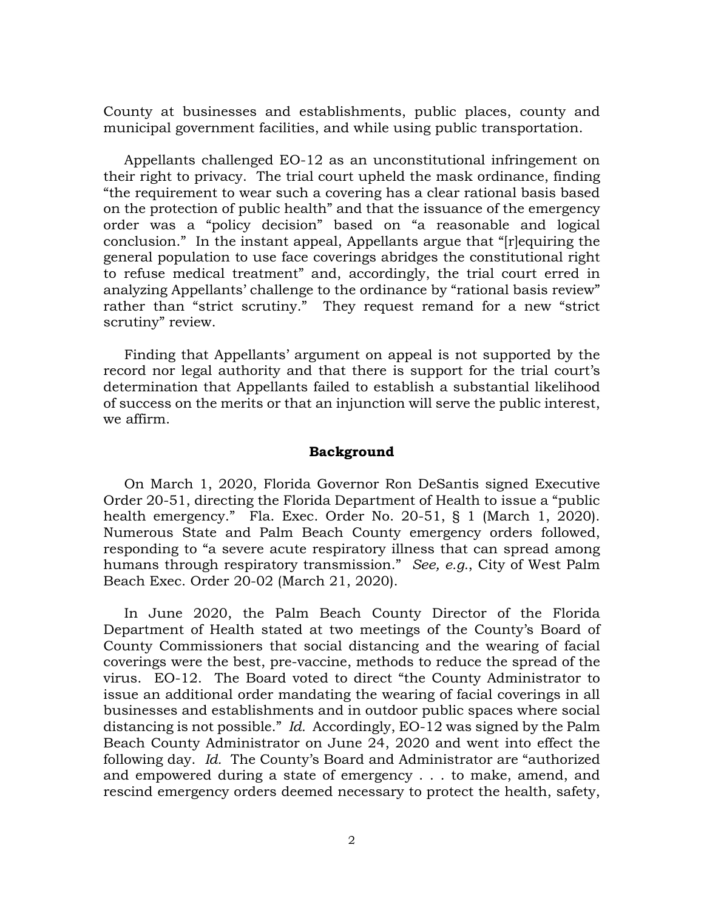County at businesses and establishments, public places, county and municipal government facilities, and while using public transportation.

Appellants challenged EO-12 as an unconstitutional infringement on their right to privacy. The trial court upheld the mask ordinance, finding "the requirement to wear such a covering has a clear rational basis based on the protection of public health" and that the issuance of the emergency order was a "policy decision" based on "a reasonable and logical conclusion." In the instant appeal, Appellants argue that "[r]equiring the general population to use face coverings abridges the constitutional right to refuse medical treatment" and, accordingly, the trial court erred in analyzing Appellants' challenge to the ordinance by "rational basis review" rather than "strict scrutiny." They request remand for a new "strict scrutiny" review.

Finding that Appellants' argument on appeal is not supported by the record nor legal authority and that there is support for the trial court's determination that Appellants failed to establish a substantial likelihood of success on the merits or that an injunction will serve the public interest, we affirm.

## Background

On March 1, 2020, Florida Governor Ron DeSantis signed Executive Order 20-51, directing the Florida Department of Health to issue a "public health emergency." Fla. Exec. Order No. 20-51, § 1 (March 1, 2020). Numerous State and Palm Beach County emergency orders followed, responding to "a severe acute respiratory illness that can spread among humans through respiratory transmission." *See, e.g.*, City of West Palm Beach Exec. Order 20-02 (March 21, 2020).

In June 2020, the Palm Beach County Director of the Florida Department of Health stated at two meetings of the County's Board of County Commissioners that social distancing and the wearing of facial coverings were the best, pre-vaccine, methods to reduce the spread of the virus. EO-12. The Board voted to direct "the County Administrator to issue an additional order mandating the wearing of facial coverings in all businesses and establishments and in outdoor public spaces where social distancing is not possible." *Id.* Accordingly, EO-12 was signed by the Palm Beach County Administrator on June 24, 2020 and went into effect the following day. *Id.* The County's Board and Administrator are "authorized and empowered during a state of emergency . . . to make, amend, and rescind emergency orders deemed necessary to protect the health, safety,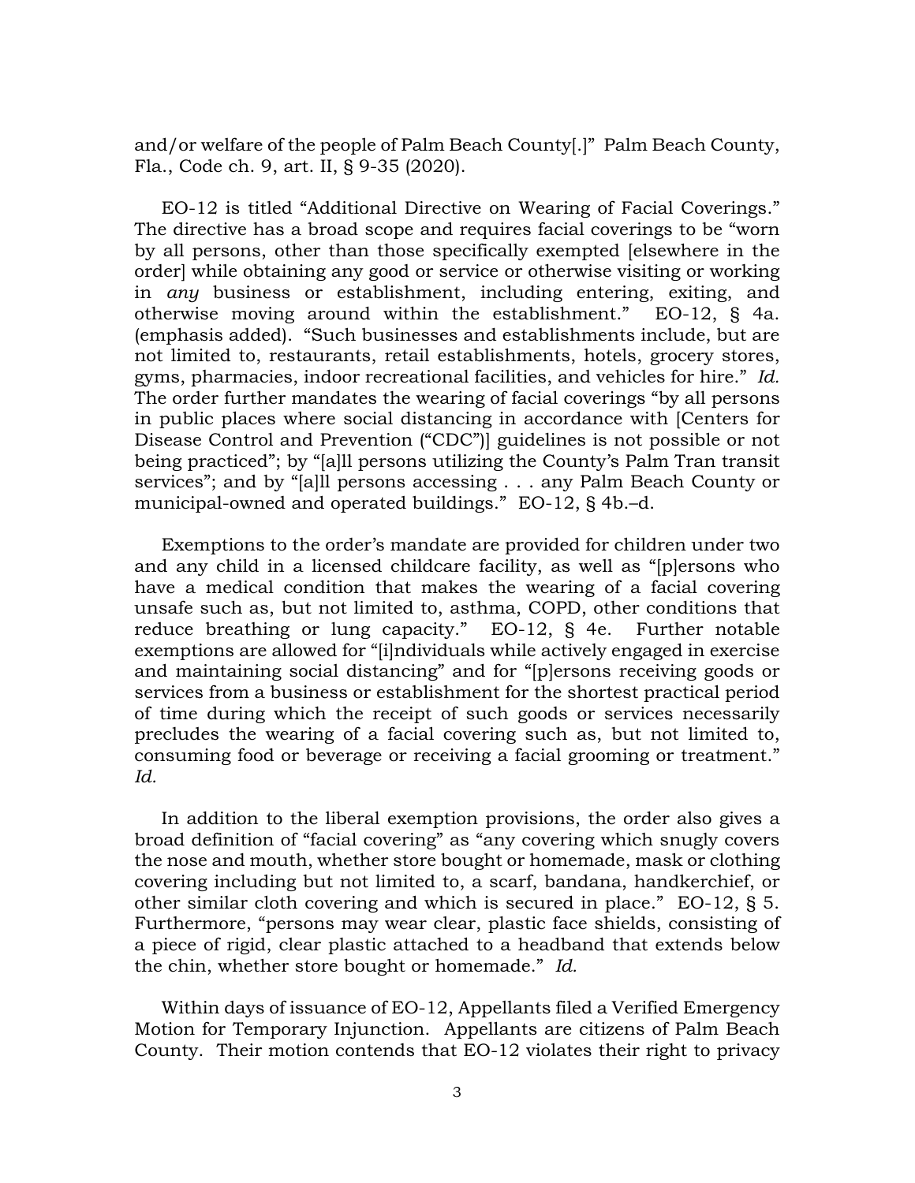and/or welfare of the people of Palm Beach County[.]" Palm Beach County, Fla., Code ch. 9, art. II, § 9-35 (2020).

EO-12 is titled "Additional Directive on Wearing of Facial Coverings." The directive has a broad scope and requires facial coverings to be "worn by all persons, other than those specifically exempted [elsewhere in the order] while obtaining any good or service or otherwise visiting or working in *any* business or establishment, including entering, exiting, and otherwise moving around within the establishment." EO-12, § 4a. (emphasis added). "Such businesses and establishments include, but are not limited to, restaurants, retail establishments, hotels, grocery stores, gyms, pharmacies, indoor recreational facilities, and vehicles for hire." *Id.* The order further mandates the wearing of facial coverings "by all persons in public places where social distancing in accordance with [Centers for Disease Control and Prevention ("CDC")] guidelines is not possible or not being practiced"; by "[a]ll persons utilizing the County's Palm Tran transit services"; and by "[a]ll persons accessing . . . any Palm Beach County or municipal-owned and operated buildings." EO-12, § 4b.–d.

Exemptions to the order's mandate are provided for children under two and any child in a licensed childcare facility, as well as "[p]ersons who have a medical condition that makes the wearing of a facial covering unsafe such as, but not limited to, asthma, COPD, other conditions that reduce breathing or lung capacity." EO-12, § 4e. Further notable exemptions are allowed for "[i]ndividuals while actively engaged in exercise and maintaining social distancing" and for "[p]ersons receiving goods or services from a business or establishment for the shortest practical period of time during which the receipt of such goods or services necessarily precludes the wearing of a facial covering such as, but not limited to, consuming food or beverage or receiving a facial grooming or treatment." *Id.*

In addition to the liberal exemption provisions, the order also gives a broad definition of "facial covering" as "any covering which snugly covers the nose and mouth, whether store bought or homemade, mask or clothing covering including but not limited to, a scarf, bandana, handkerchief, or other similar cloth covering and which is secured in place." EO-12, § 5. Furthermore, "persons may wear clear, plastic face shields, consisting of a piece of rigid, clear plastic attached to a headband that extends below the chin, whether store bought or homemade." *Id.*

Within days of issuance of EO-12, Appellants filed a Verified Emergency Motion for Temporary Injunction. Appellants are citizens of Palm Beach County. Their motion contends that EO-12 violates their right to privacy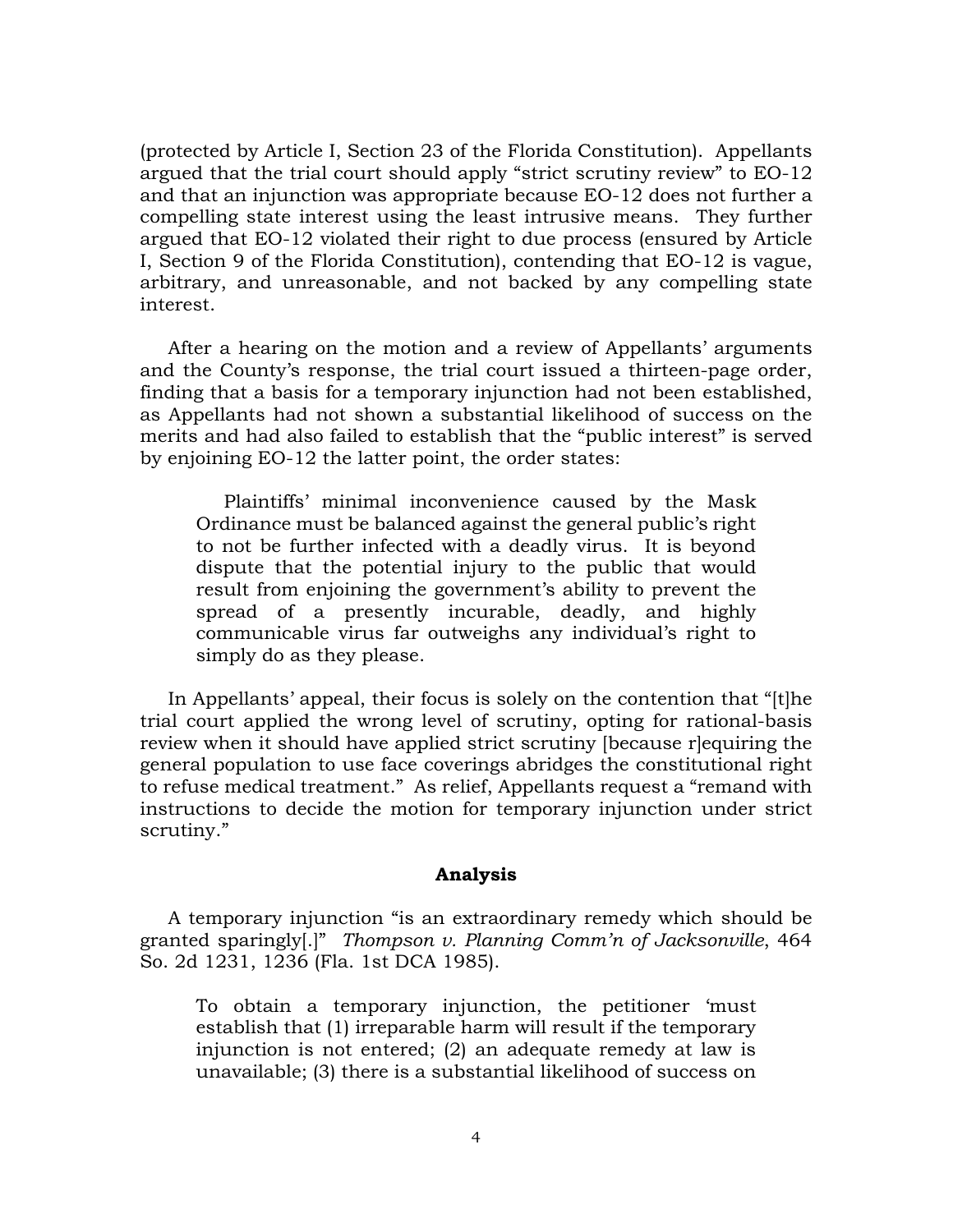(protected by Article I, Section 23 of the Florida Constitution). Appellants argued that the trial court should apply "strict scrutiny review" to EO-12 and that an injunction was appropriate because EO-12 does not further a compelling state interest using the least intrusive means. They further argued that EO-12 violated their right to due process (ensured by Article I, Section 9 of the Florida Constitution), contending that EO-12 is vague, arbitrary, and unreasonable, and not backed by any compelling state interest.

After a hearing on the motion and a review of Appellants' arguments and the County's response, the trial court issued a thirteen-page order, finding that a basis for a temporary injunction had not been established, as Appellants had not shown a substantial likelihood of success on the merits and had also failed to establish that the "public interest" is served by enjoining EO-12 the latter point, the order states:

> Plaintiffs' minimal inconvenience caused by the Mask Ordinance must be balanced against the general public's right to not be further infected with a deadly virus. It is beyond dispute that the potential injury to the public that would result from enjoining the government's ability to prevent the spread of a presently incurable, deadly, and highly communicable virus far outweighs any individual's right to simply do as they please.

In Appellants' appeal, their focus is solely on the contention that "[t]he trial court applied the wrong level of scrutiny, opting for rational-basis review when it should have applied strict scrutiny [because r]equiring the general population to use face coverings abridges the constitutional right to refuse medical treatment." As relief, Appellants request a "remand with instructions to decide the motion for temporary injunction under strict scrutiny."

## Analysis

A temporary injunction "is an extraordinary remedy which should be granted sparingly[.]" *Thompson v. Planning Comm'n of Jacksonville*, 464 So. 2d 1231, 1236 (Fla. 1st DCA 1985).

> To obtain a temporary injunction, the petitioner 'must establish that (1) irreparable harm will result if the temporary injunction is not entered; (2) an adequate remedy at law is unavailable; (3) there is a substantial likelihood of success on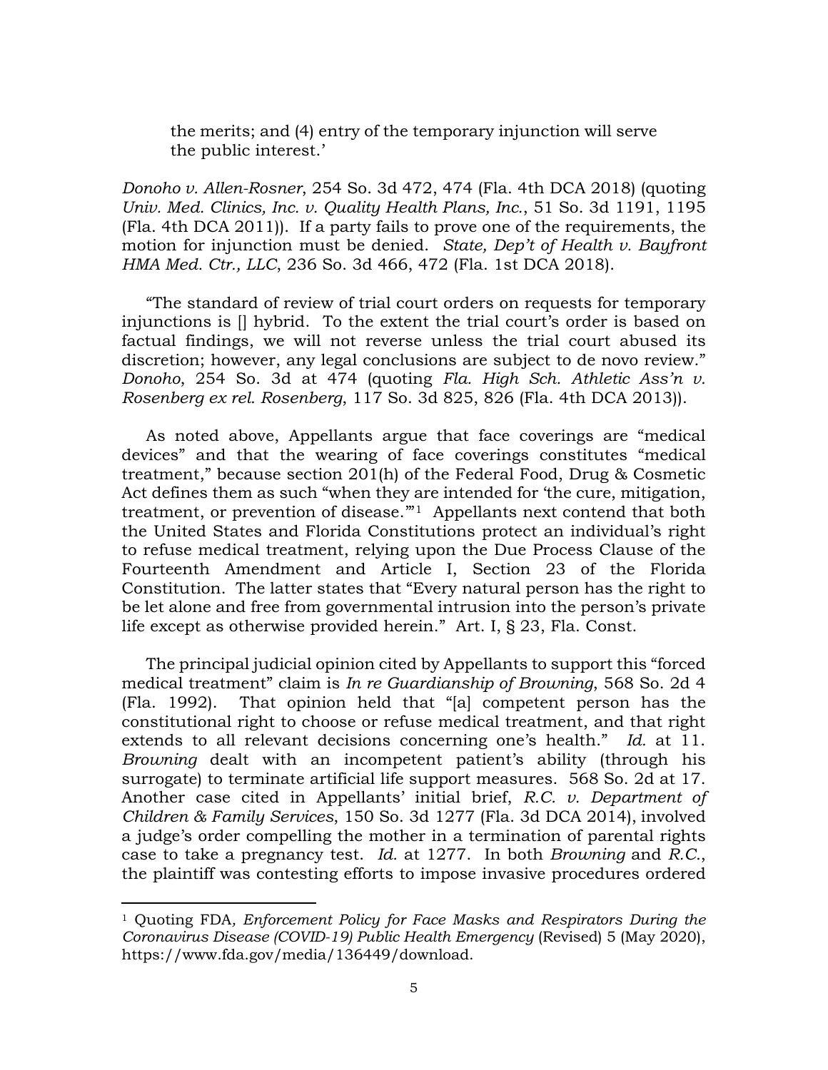> the merits; and (4) entry of the temporary injunction will serve the public interest.'

*Donoho v. Allen-Rosner*, 254 So. 3d 472, 474 (Fla. 4th DCA 2018) (quoting *Univ. Med. Clinics, Inc. v. Quality Health Plans, Inc.*, 51 So. 3d 1191, 1195 (Fla. 4th DCA 2011)). If a party fails to prove one of the requirements, the motion for injunction must be denied. *State, Dep't of Health v. Bayfront HMA Med. Ctr., LLC*, 236 So. 3d 466, 472 (Fla. 1st DCA 2018).

"The standard of review of trial court orders on requests for temporary injunctions is [] hybrid. To the extent the trial court's order is based on factual findings, we will not reverse unless the trial court abused its discretion; however, any legal conclusions are subject to de novo review." *Donoho*, 254 So. 3d at 474 (quoting *Fla. High Sch. Athletic Ass'n v. Rosenberg ex rel. Rosenberg*, 117 So. 3d 825, 826 (Fla. 4th DCA 2013)).

As noted above, Appellants argue that face coverings are "medical devices" and that the wearing of face coverings constitutes "medical treatment," because section 201(h) of the Federal Food, Drug & Cosmetic Act defines them as such "when they are intended for 'the cure, mitigation, treatment, or prevention of disease.'"[1] Appellants next contend that both the United States and Florida Constitutions protect an individual's right to refuse medical treatment, relying upon the Due Process Clause of the Fourteenth Amendment and Article I, Section 23 of the Florida Constitution. The latter states that "Every natural person has the right to be let alone and free from governmental intrusion into the person's private life except as otherwise provided herein." Art. I, § 23, Fla. Const.

The principal judicial opinion cited by Appellants to support this "forced medical treatment" claim is *In re Guardianship of Browning*, 568 So. 2d 4 (Fla. 1992). That opinion held that "[a] competent person has the constitutional right to choose or refuse medical treatment, and that right extends to all relevant decisions concerning one's health." *Id.* at 11. *Browning* dealt with an incompetent patient's ability (through his surrogate) to terminate artificial life support measures. 568 So. 2d at 17. Another case cited in Appellants' initial brief, *R.C. v. Department of Children & Family Services*, 150 So. 3d 1277 (Fla. 3d DCA 2014), involved a judge's order compelling the mother in a termination of parental rights case to take a pregnancy test. *Id.* at 1277. In both *Browning* and *R.C.*, the plaintiff was contesting efforts to impose invasive procedures ordered

---

[1] Quoting FDA*, Enforcement Policy for Face Masks and Respirators During the Coronavirus Disease (COVID-19) Public Health Emergency* (Revised) 5 (May 2020), https://www.fda.gov/media/136449/download.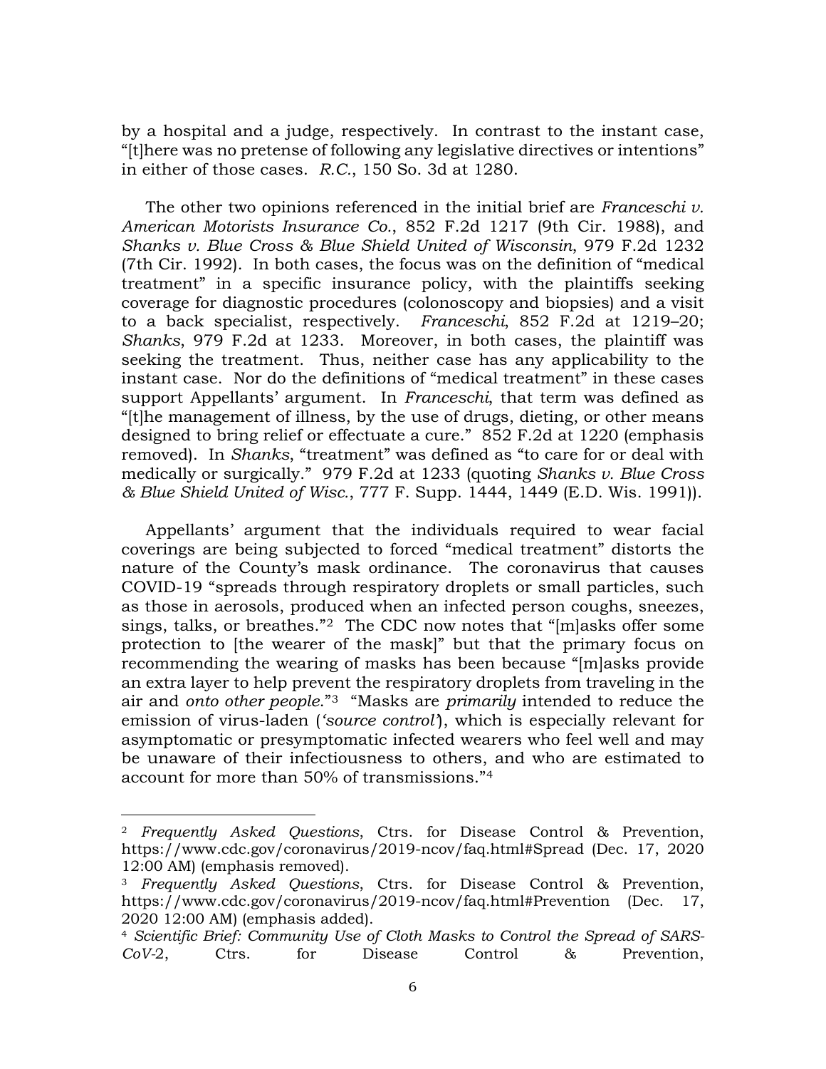by a hospital and a judge, respectively. In contrast to the instant case, "[t]here was no pretense of following any legislative directives or intentions" in either of those cases. *R.C.*, 150 So. 3d at 1280.

The other two opinions referenced in the initial brief are *Franceschi v. American Motorists Insurance Co.*, 852 F.2d 1217 (9th Cir. 1988), and *Shanks v. Blue Cross & Blue Shield United of Wisconsin*, 979 F.2d 1232 (7th Cir. 1992). In both cases, the focus was on the definition of "medical treatment" in a specific insurance policy, with the plaintiffs seeking coverage for diagnostic procedures (colonoscopy and biopsies) and a visit to a back specialist, respectively. *Franceschi*, 852 F.2d at 1219–20; *Shanks*, 979 F.2d at 1233. Moreover, in both cases, the plaintiff was seeking the treatment. Thus, neither case has any applicability to the instant case. Nor do the definitions of "medical treatment" in these cases support Appellants' argument. In *Franceschi*, that term was defined as "[t]he management of illness, by the use of drugs, dieting, or other means designed to bring relief or effectuate a cure." 852 F.2d at 1220 (emphasis removed). In *Shanks*, "treatment" was defined as "to care for or deal with medically or surgically." 979 F.2d at 1233 (quoting *Shanks v. Blue Cross & Blue Shield United of Wisc.*, 777 F. Supp. 1444, 1449 (E.D. Wis. 1991)).

Appellants' argument that the individuals required to wear facial coverings are being subjected to forced "medical treatment" distorts the nature of the County's mask ordinance. The coronavirus that causes COVID-19 "spreads through respiratory droplets or small particles, such as those in aerosols, produced when an infected person coughs, sneezes, sings, talks, or breathes."[2] The CDC now notes that "[m]asks offer some protection to [the wearer of the mask]" but that the primary focus on recommending the wearing of masks has been because "[m]asks provide an extra layer to help prevent the respiratory droplets from traveling in the air and *onto other people*."[3] "Masks are *primarily* intended to reduce the emission of virus-laden (*'source control'*), which is especially relevant for asymptomatic or presymptomatic infected wearers who feel well and may be unaware of their infectiousness to others, and who are estimated to account for more than 50% of transmissions."[4]

---

[2] *Frequently Asked Questions*, Ctrs. for Disease Control & Prevention, https://www.cdc.gov/coronavirus/2019-ncov/faq.html#Spread (Dec. 17, 2020 12:00 AM) (emphasis removed).

[3] *Frequently Asked Questions*, Ctrs. for Disease Control & Prevention, https://www.cdc.gov/coronavirus/2019-ncov/faq.html#Prevention (Dec. 17, 2020 12:00 AM) (emphasis added).

[4] *Scientific Brief: Community Use of Cloth Masks to Control the Spread of SARS-CoV-2*, Ctrs. for Disease Control & Prevention,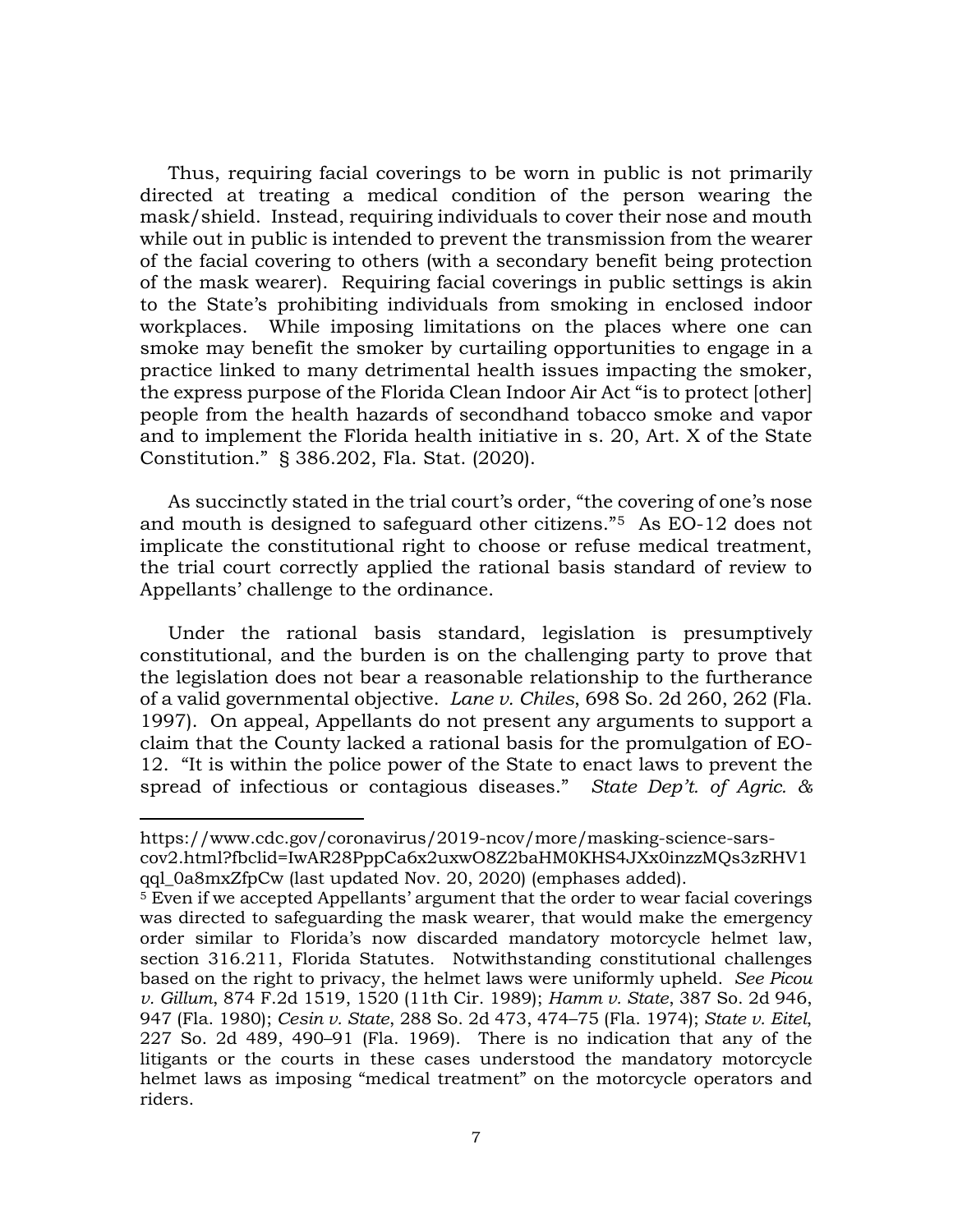Thus, requiring facial coverings to be worn in public is not primarily directed at treating a medical condition of the person wearing the mask/shield. Instead, requiring individuals to cover their nose and mouth while out in public is intended to prevent the transmission from the wearer of the facial covering to others (with a secondary benefit being protection of the mask wearer). Requiring facial coverings in public settings is akin to the State's prohibiting individuals from smoking in enclosed indoor workplaces. While imposing limitations on the places where one can smoke may benefit the smoker by curtailing opportunities to engage in a practice linked to many detrimental health issues impacting the smoker, the express purpose of the Florida Clean Indoor Air Act "is to protect [other] people from the health hazards of secondhand tobacco smoke and vapor and to implement the Florida health initiative in s. 20, Art. X of the State Constitution." § 386.202, Fla. Stat. (2020).

As succinctly stated in the trial court's order, "the covering of one's nose and mouth is designed to safeguard other citizens."[5] As EO-12 does not implicate the constitutional right to choose or refuse medical treatment, the trial court correctly applied the rational basis standard of review to Appellants' challenge to the ordinance.

Under the rational basis standard, legislation is presumptively constitutional, and the burden is on the challenging party to prove that the legislation does not bear a reasonable relationship to the furtherance of a valid governmental objective. *Lane v. Chiles*, 698 So. 2d 260, 262 (Fla. 1997). On appeal, Appellants do not present any arguments to support a claim that the County lacked a rational basis for the promulgation of EO-12. "It is within the police power of the State to enact laws to prevent the spread of infectious or contagious diseases." *State Dep't. of Agric. &*

---

https://www.cdc.gov/coronavirus/2019-ncov/more/masking-science-sars-cov2.html?fbclid=IwAR28PppCa6x2uxwO8Z2baHM0KHS4JXx0inzzMQs3zRHV1qql_0a8mxZfpCw (last updated Nov. 20, 2020) (emphases added).

[5] Even if we accepted Appellants' argument that the order to wear facial coverings was directed to safeguarding the mask wearer, that would make the emergency order similar to Florida's now discarded mandatory motorcycle helmet law, section 316.211, Florida Statutes. Notwithstanding constitutional challenges based on the right to privacy, the helmet laws were uniformly upheld. *See Picou v. Gillum*, 874 F.2d 1519, 1520 (11th Cir. 1989); *Hamm v. State*, 387 So. 2d 946, 947 (Fla. 1980); *Cesin v. State*, 288 So. 2d 473, 474–75 (Fla. 1974); *State v. Eitel*, 227 So. 2d 489, 490–91 (Fla. 1969). There is no indication that any of the litigants or the courts in these cases understood the mandatory motorcycle helmet laws as imposing "medical treatment" on the motorcycle operators and riders.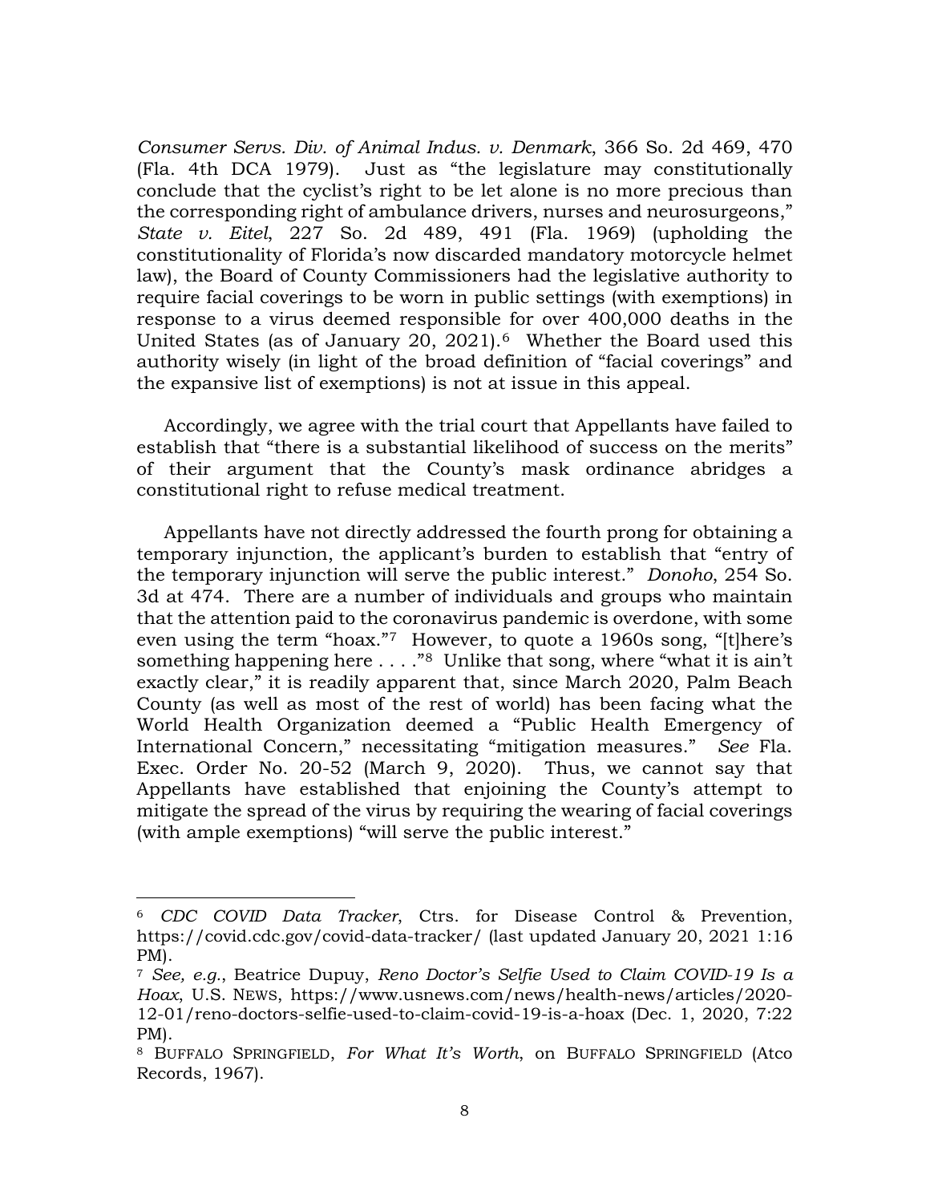*Consumer Servs. Div. of Animal Indus. v. Denmark*, 366 So. 2d 469, 470 (Fla. 4th DCA 1979). Just as "the legislature may constitutionally conclude that the cyclist's right to be let alone is no more precious than the corresponding right of ambulance drivers, nurses and neurosurgeons," *State v. Eitel*, 227 So. 2d 489, 491 (Fla. 1969) (upholding the constitutionality of Florida's now discarded mandatory motorcycle helmet law), the Board of County Commissioners had the legislative authority to require facial coverings to be worn in public settings (with exemptions) in response to a virus deemed responsible for over 400,000 deaths in the United States (as of January 20, 2021).[6] Whether the Board used this authority wisely (in light of the broad definition of "facial coverings" and the expansive list of exemptions) is not at issue in this appeal.

Accordingly, we agree with the trial court that Appellants have failed to establish that "there is a substantial likelihood of success on the merits" of their argument that the County's mask ordinance abridges a constitutional right to refuse medical treatment.

Appellants have not directly addressed the fourth prong for obtaining a temporary injunction, the applicant's burden to establish that "entry of the temporary injunction will serve the public interest." *Donoho*, 254 So. 3d at 474. There are a number of individuals and groups who maintain that the attention paid to the coronavirus pandemic is overdone, with some even using the term "hoax."[7] However, to quote a 1960s song, "[t]here's something happening here . . . ."[8] Unlike that song, where "what it is ain't exactly clear," it is readily apparent that, since March 2020, Palm Beach County (as well as most of the rest of world) has been facing what the World Health Organization deemed a "Public Health Emergency of International Concern," necessitating "mitigation measures." *See* Fla. Exec. Order No. 20-52 (March 9, 2020). Thus, we cannot say that Appellants have established that enjoining the County's attempt to mitigate the spread of the virus by requiring the wearing of facial coverings (with ample exemptions) "will serve the public interest."

---

[6] *CDC COVID Data Tracker*, Ctrs. for Disease Control & Prevention, https://covid.cdc.gov/covid-data-tracker/ (last updated January 20, 2021 1:16 PM).

[7] *See, e.g.*, Beatrice Dupuy, *Reno Doctor's Selfie Used to Claim COVID-19 Is a Hoax*, U.S. NEWS, https://www.usnews.com/news/health-news/articles/2020-12-01/reno-doctors-selfie-used-to-claim-covid-19-is-a-hoax (Dec. 1, 2020, 7:22 PM).

[8] BUFFALO SPRINGFIELD, *For What It's Worth*, on BUFFALO SPRINGFIELD (Atco Records, 1967).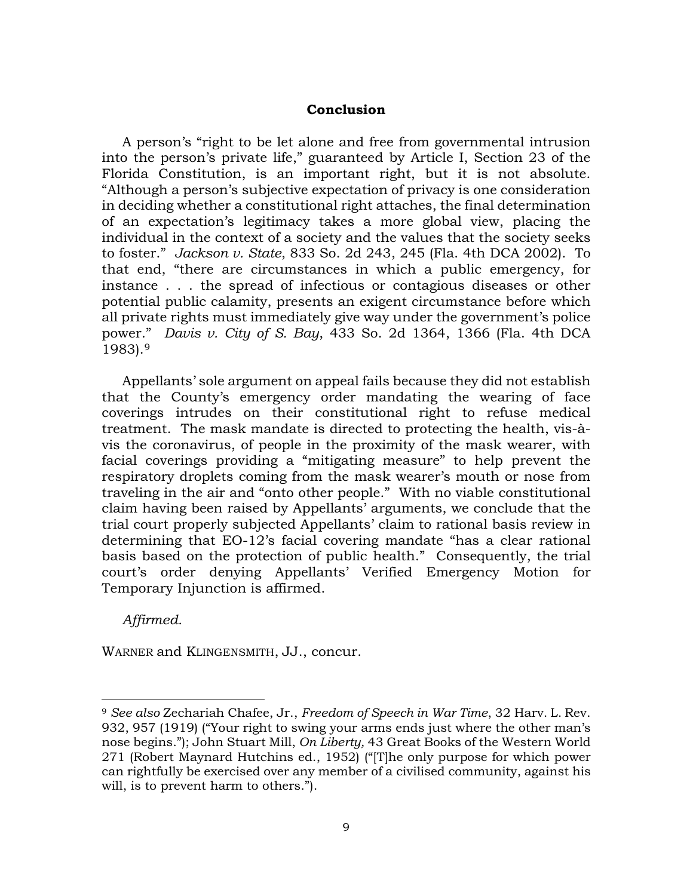## Conclusion

A person's "right to be let alone and free from governmental intrusion into the person's private life," guaranteed by Article I, Section 23 of the Florida Constitution, is an important right, but it is not absolute. "Although a person's subjective expectation of privacy is one consideration in deciding whether a constitutional right attaches, the final determination of an expectation's legitimacy takes a more global view, placing the individual in the context of a society and the values that the society seeks to foster." *Jackson v. State*, 833 So. 2d 243, 245 (Fla. 4th DCA 2002). To that end, "there are circumstances in which a public emergency, for instance . . . the spread of infectious or contagious diseases or other potential public calamity, presents an exigent circumstance before which all private rights must immediately give way under the government's police power." *Davis v. City of S. Bay*, 433 So. 2d 1364, 1366 (Fla. 4th DCA 1983).[9]

Appellants' sole argument on appeal fails because they did not establish that the County's emergency order mandating the wearing of face coverings intrudes on their constitutional right to refuse medical treatment. The mask mandate is directed to protecting the health, vis-à-vis the coronavirus, of people in the proximity of the mask wearer, with facial coverings providing a "mitigating measure" to help prevent the respiratory droplets coming from the mask wearer's mouth or nose from traveling in the air and "onto other people." With no viable constitutional claim having been raised by Appellants' arguments, we conclude that the trial court properly subjected Appellants' claim to rational basis review in determining that EO-12's facial covering mandate "has a clear rational basis based on the protection of public health." Consequently, the trial court's order denying Appellants' Verified Emergency Motion for Temporary Injunction is affirmed.

*Affirmed.*

WARNER and KLINGENSMITH, JJ., concur.

---

[9] *See also* Zechariah Chafee, Jr., *Freedom of Speech in War Time*, 32 Harv. L. Rev. 932, 957 (1919) ("Your right to swing your arms ends just where the other man's nose begins."); John Stuart Mill, *On Liberty,* 43 Great Books of the Western World 271 (Robert Maynard Hutchins ed., 1952) ("[T]he only purpose for which power can rightfully be exercised over any member of a civilised community, against his will, is to prevent harm to others.").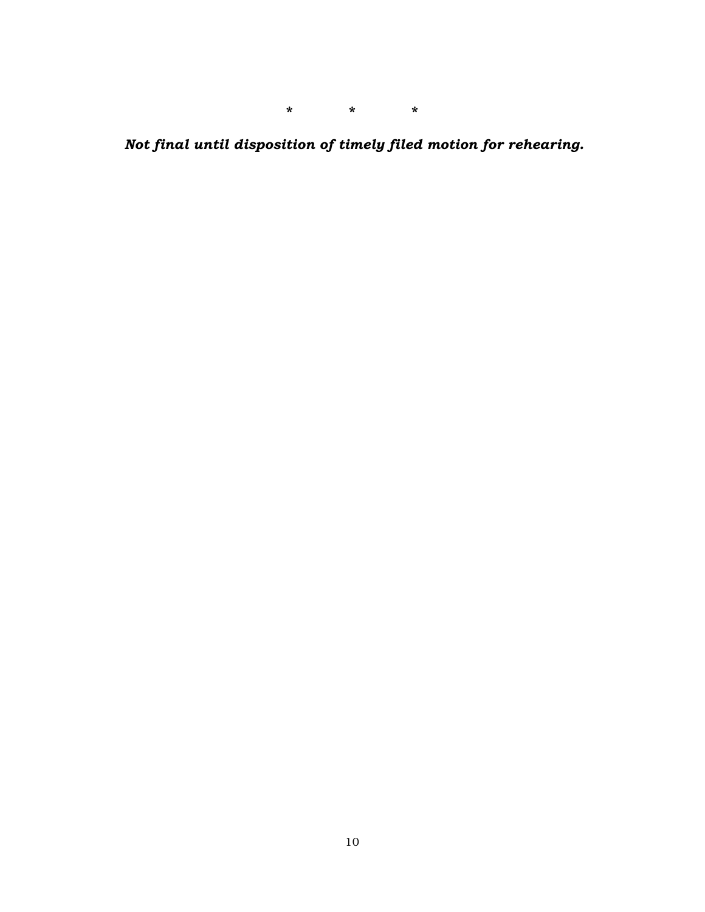*          *          *

***Not final until disposition of timely filed motion for rehearing.***